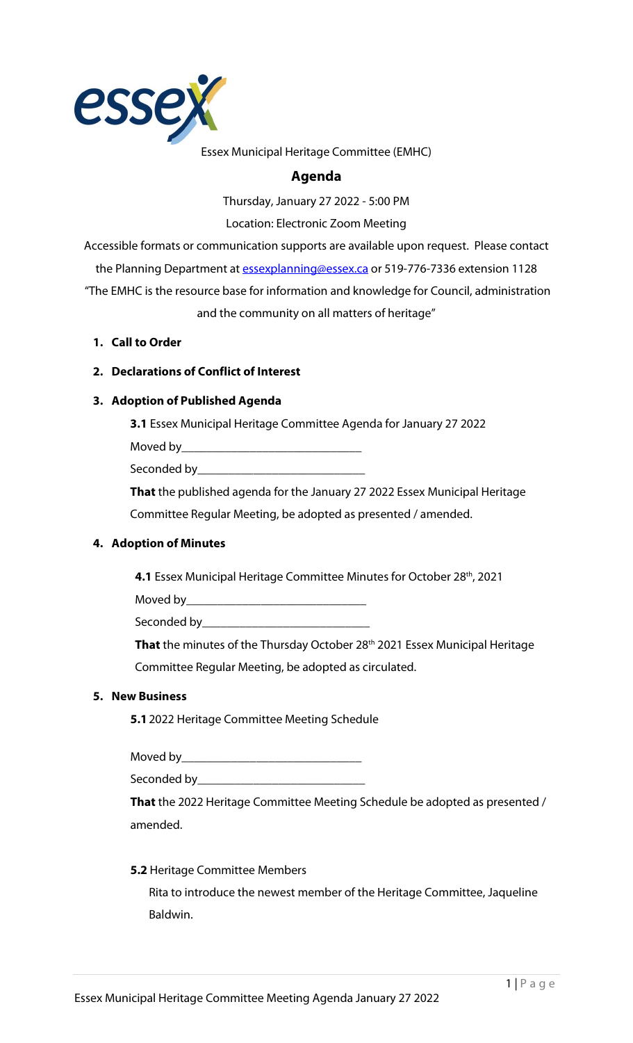Essex Municipal Heritage Committee (EMHC)

# Agenda

Thursday, January 27 2022 - 5:00 PM

Location: Electronic Zoom Meeting

Accessible formats or communication supports are available upon request. Please contact the Planning Department at essexplanning@essex.ca or 519-776-7336 extension 1128

"The EMHC is the resource base for information and knowledge for Council, administration and the community on all matters of heritage"

1. **Call to Order**

2. **Declarations of Conflict of Interest**

3. **Adoption of Published Agenda**

   **3.1** Essex Municipal Heritage Committee Agenda for January 27 2022

   Moved by____________________________

   Seconded by___________________________

   **That** the published agenda for the January 27 2022 Essex Municipal Heritage Committee Regular Meeting, be adopted as presented / amended.

4. **Adoption of Minutes**

   **4.1** Essex Municipal Heritage Committee Minutes for October 28th, 2021

   Moved by____________________________

   Seconded by___________________________

   **That** the minutes of the Thursday October 28th 2021 Essex Municipal Heritage Committee Regular Meeting, be adopted as circulated.

5. **New Business**

   **5.1** 2022 Heritage Committee Meeting Schedule

   Moved by____________________________

   Seconded by___________________________

   **That** the 2022 Heritage Committee Meeting Schedule be adopted as presented / amended.

   **5.2** Heritage Committee Members

   Rita to introduce the newest member of the Heritage Committee, Jaqueline Baldwin.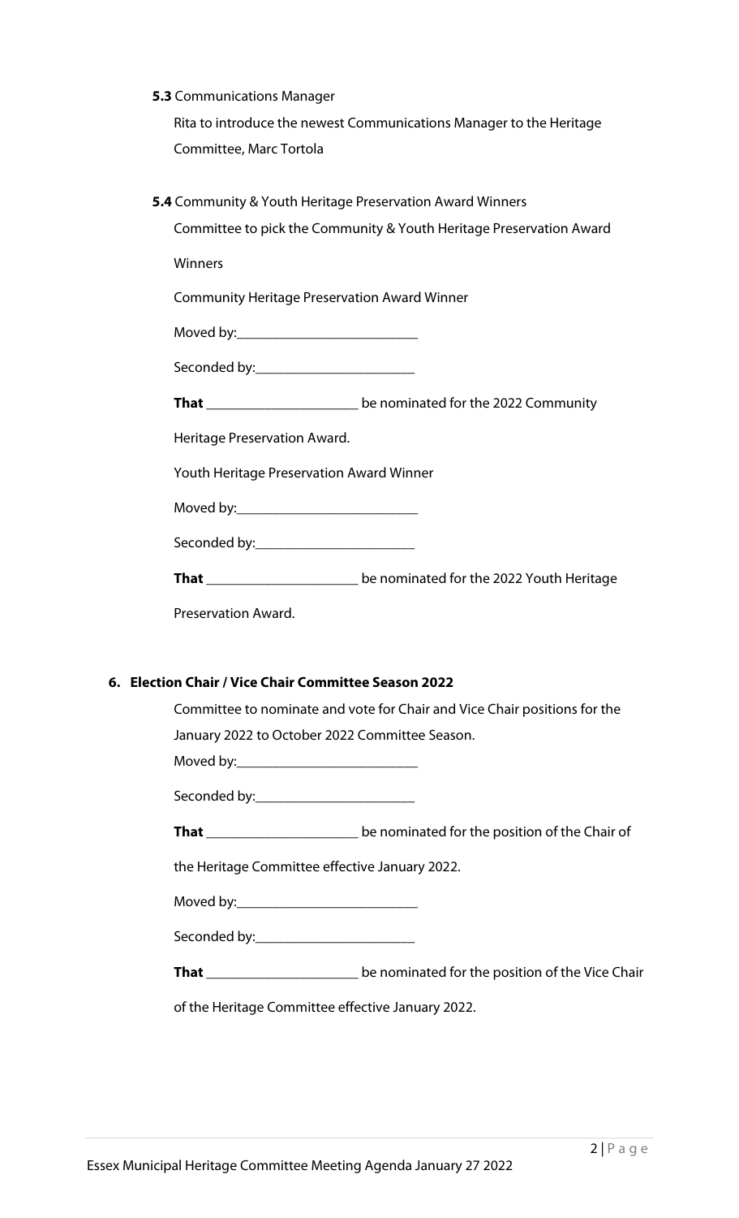**5.3** Communications Manager

Rita to introduce the newest Communications Manager to the Heritage Committee, Marc Tortola

**5.4** Community & Youth Heritage Preservation Award Winners

Committee to pick the Community & Youth Heritage Preservation Award Winners

Community Heritage Preservation Award Winner

Moved by:_________________________

Seconded by:______________________

**That** _____________________ be nominated for the 2022 Community Heritage Preservation Award.

Youth Heritage Preservation Award Winner

Moved by:_________________________

Seconded by:______________________

**That** _____________________ be nominated for the 2022 Youth Heritage Preservation Award.

**6. Election Chair / Vice Chair Committee Season 2022**

Committee to nominate and vote for Chair and Vice Chair positions for the January 2022 to October 2022 Committee Season.

Moved by:_________________________

Seconded by:______________________

**That** _____________________ be nominated for the position of the Chair of the Heritage Committee effective January 2022.

Moved by:_________________________

Seconded by:______________________

**That** _____________________ be nominated for the position of the Vice Chair of the Heritage Committee effective January 2022.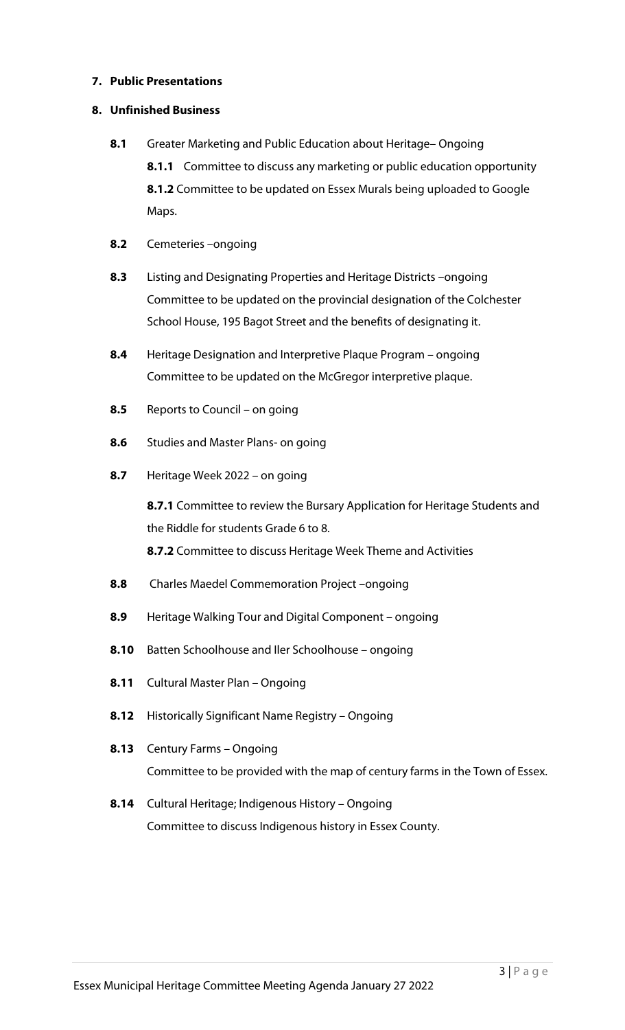**7. Public Presentations**

**8. Unfinished Business**

**8.1** Greater Marketing and Public Education about Heritage– Ongoing

**8.1.1** Committee to discuss any marketing or public education opportunity

**8.1.2** Committee to be updated on Essex Murals being uploaded to Google Maps.

**8.2** Cemeteries –ongoing

**8.3** Listing and Designating Properties and Heritage Districts –ongoing

Committee to be updated on the provincial designation of the Colchester School House, 195 Bagot Street and the benefits of designating it.

**8.4** Heritage Designation and Interpretive Plaque Program – ongoing

Committee to be updated on the McGregor interpretive plaque.

**8.5** Reports to Council – on going

**8.6** Studies and Master Plans- on going

**8.7** Heritage Week 2022 – on going

**8.7.1** Committee to review the Bursary Application for Heritage Students and the Riddle for students Grade 6 to 8.

**8.7.2** Committee to discuss Heritage Week Theme and Activities

**8.8** Charles Maedel Commemoration Project –ongoing

**8.9** Heritage Walking Tour and Digital Component – ongoing

**8.10** Batten Schoolhouse and Iler Schoolhouse – ongoing

**8.11** Cultural Master Plan – Ongoing

**8.12** Historically Significant Name Registry – Ongoing

**8.13** Century Farms – Ongoing

Committee to be provided with the map of century farms in the Town of Essex.

**8.14** Cultural Heritage; Indigenous History – Ongoing

Committee to discuss Indigenous history in Essex County.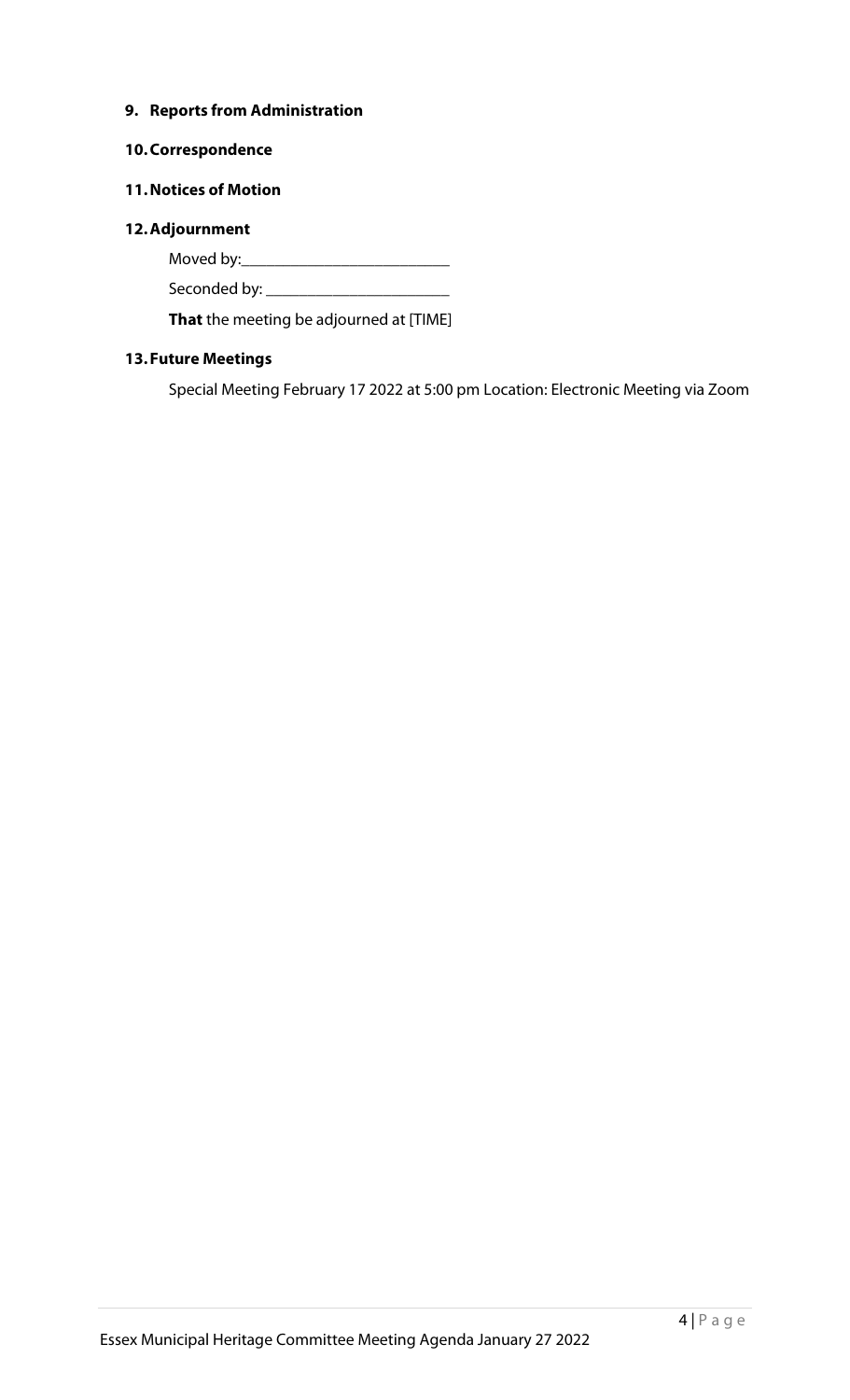## 9. Reports from Administration

## 10. Correspondence

## 11. Notices of Motion

## 12. Adjournment

Moved by:_________________________

Seconded by: _______________________

**That** the meeting be adjourned at [TIME]

## 13. Future Meetings

Special Meeting February 17 2022 at 5:00 pm Location: Electronic Meeting via Zoom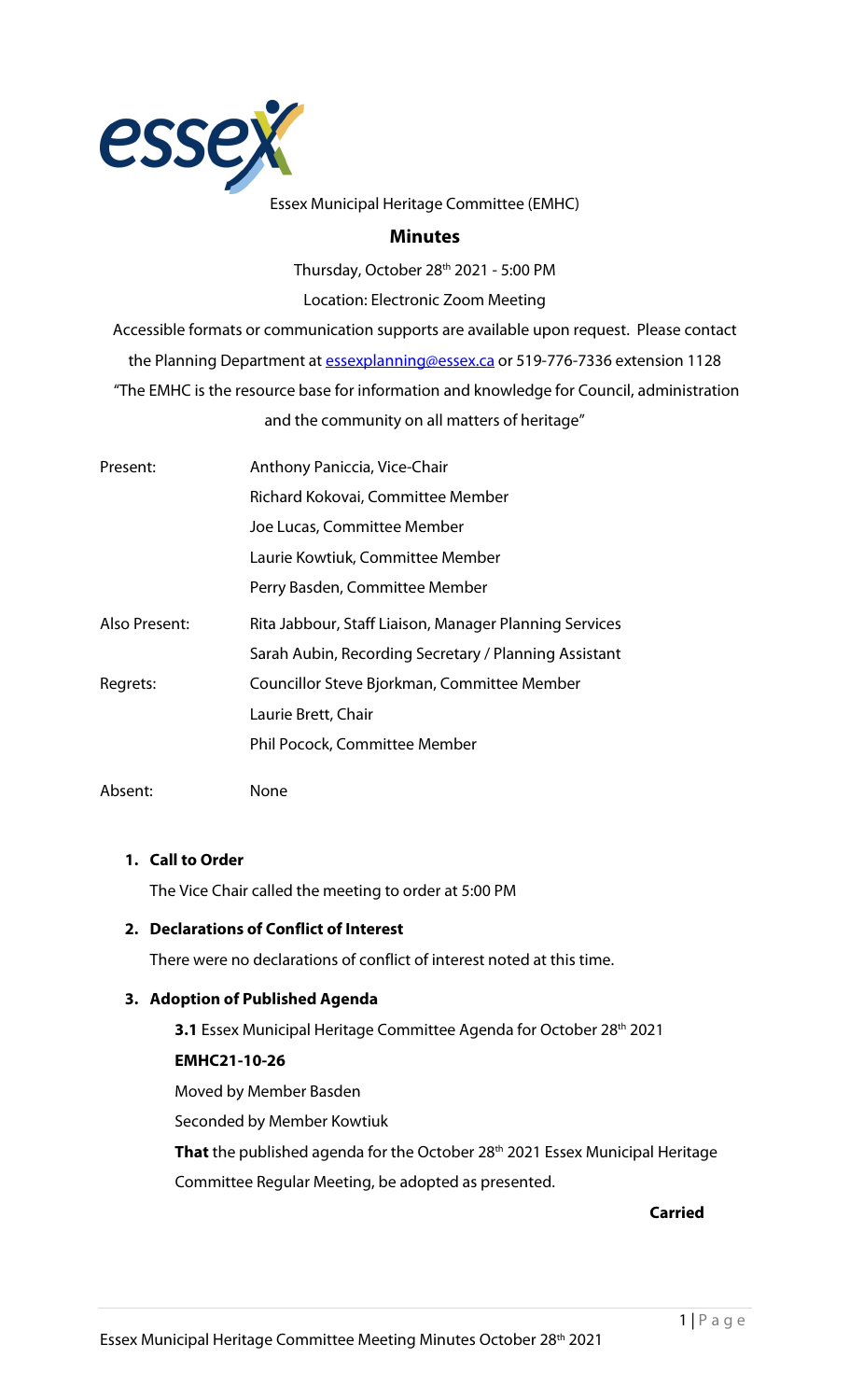essex

Essex Municipal Heritage Committee (EMHC)

## Minutes

Thursday, October 28th 2021 - 5:00 PM

Location: Electronic Zoom Meeting

Accessible formats or communication supports are available upon request. Please contact the Planning Department at essexplanning@essex.ca or 519-776-7336 extension 1128

"The EMHC is the resource base for information and knowledge for Council, administration and the community on all matters of heritage"

| | |
|---|---|
| Present: | Anthony Paniccia, Vice-Chair |
| | Richard Kokovai, Committee Member |
| | Joe Lucas, Committee Member |
| | Laurie Kowtiuk, Committee Member |
| | Perry Basden, Committee Member |
| Also Present: | Rita Jabbour, Staff Liaison, Manager Planning Services |
| | Sarah Aubin, Recording Secretary / Planning Assistant |
| Regrets: | Councillor Steve Bjorkman, Committee Member |
| | Laurie Brett, Chair |
| | Phil Pocock, Committee Member |
| Absent: | None |

1. **Call to Order**

   The Vice Chair called the meeting to order at 5:00 PM

2. **Declarations of Conflict of Interest**

   There were no declarations of conflict of interest noted at this time.

3. **Adoption of Published Agenda**

   **3.1** Essex Municipal Heritage Committee Agenda for October 28th 2021

   **EMHC21-10-26**

   Moved by Member Basden

   Seconded by Member Kowtiuk

   **That** the published agenda for the October 28th 2021 Essex Municipal Heritage Committee Regular Meeting, be adopted as presented.

   **Carried**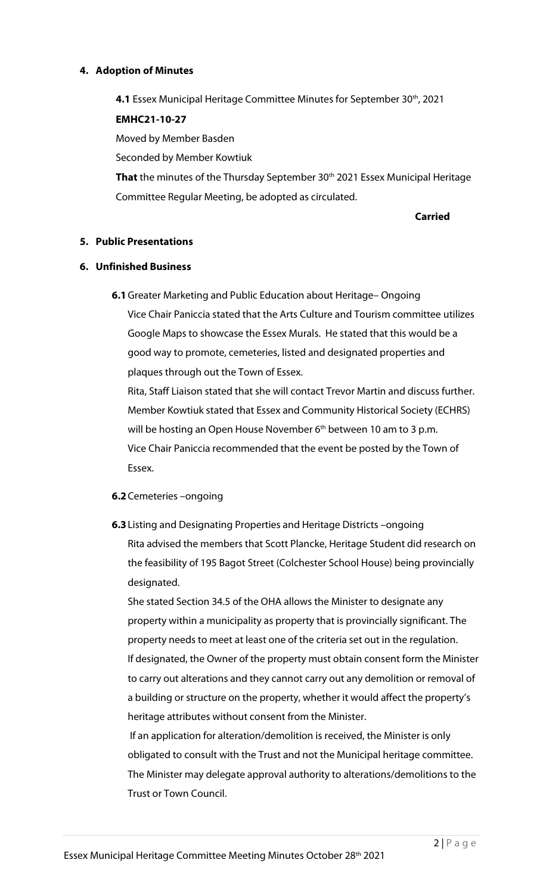**4. Adoption of Minutes**

**4.1** Essex Municipal Heritage Committee Minutes for September 30th, 2021

**EMHC21-10-27**

Moved by Member Basden

Seconded by Member Kowtiuk

**That** the minutes of the Thursday September 30th 2021 Essex Municipal Heritage Committee Regular Meeting, be adopted as circulated.

**Carried**

**5. Public Presentations**

**6. Unfinished Business**

**6.1** Greater Marketing and Public Education about Heritage– Ongoing

Vice Chair Paniccia stated that the Arts Culture and Tourism committee utilizes Google Maps to showcase the Essex Murals. He stated that this would be a good way to promote, cemeteries, listed and designated properties and plaques through out the Town of Essex.

Rita, Staff Liaison stated that she will contact Trevor Martin and discuss further.

Member Kowtiuk stated that Essex and Community Historical Society (ECHRS) will be hosting an Open House November 6th between 10 am to 3 p.m.

Vice Chair Paniccia recommended that the event be posted by the Town of Essex.

**6.2** Cemeteries –ongoing

**6.3** Listing and Designating Properties and Heritage Districts –ongoing

Rita advised the members that Scott Plancke, Heritage Student did research on the feasibility of 195 Bagot Street (Colchester School House) being provincially designated.

She stated Section 34.5 of the OHA allows the Minister to designate any property within a municipality as property that is provincially significant. The property needs to meet at least one of the criteria set out in the regulation.

If designated, the Owner of the property must obtain consent form the Minister to carry out alterations and they cannot carry out any demolition or removal of a building or structure on the property, whether it would affect the property's heritage attributes without consent from the Minister.

If an application for alteration/demolition is received, the Minister is only obligated to consult with the Trust and not the Municipal heritage committee.

The Minister may delegate approval authority to alterations/demolitions to the Trust or Town Council.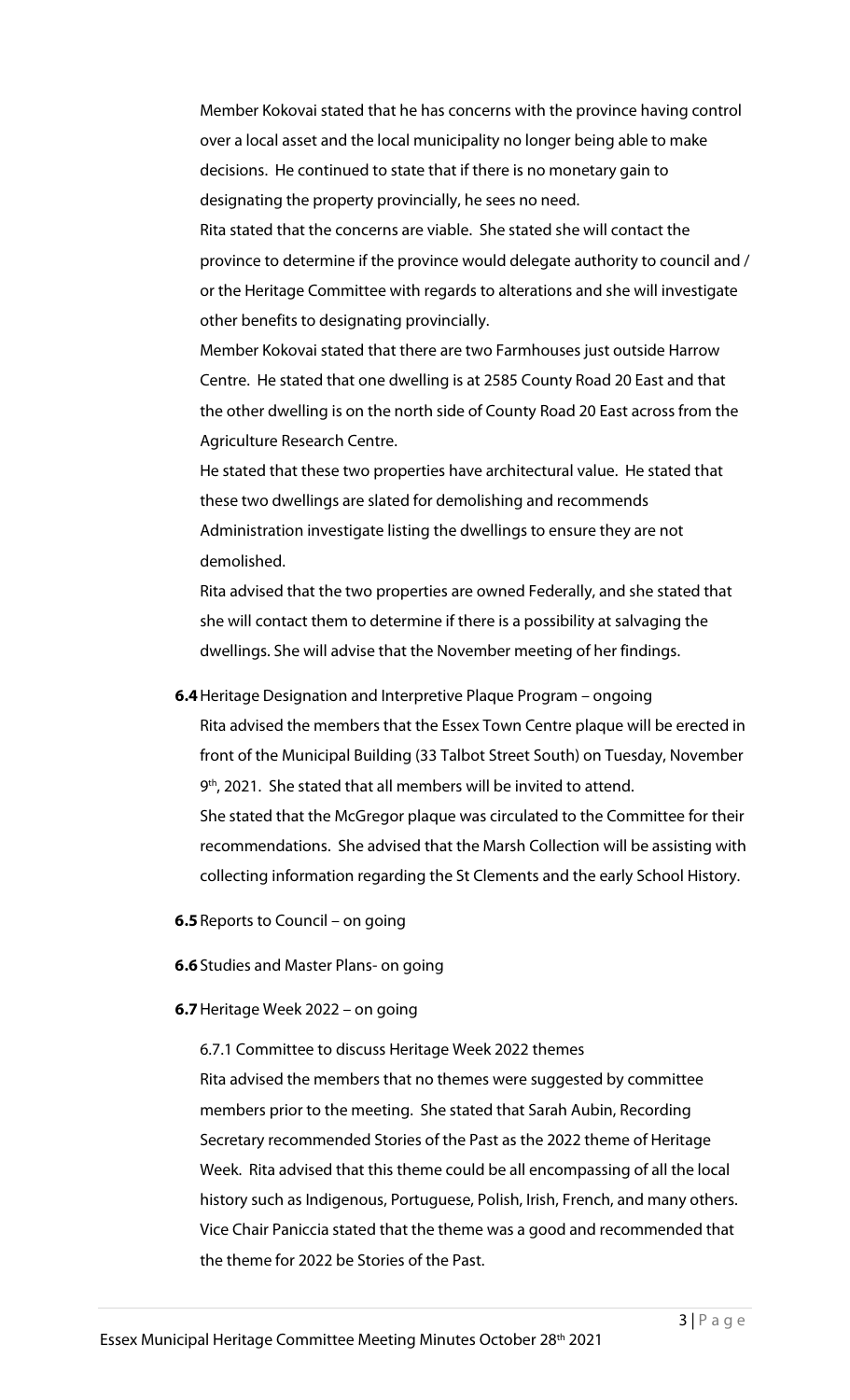Member Kokovai stated that he has concerns with the province having control over a local asset and the local municipality no longer being able to make decisions. He continued to state that if there is no monetary gain to designating the property provincially, he sees no need.

Rita stated that the concerns are viable. She stated she will contact the province to determine if the province would delegate authority to council and / or the Heritage Committee with regards to alterations and she will investigate other benefits to designating provincially.

Member Kokovai stated that there are two Farmhouses just outside Harrow Centre. He stated that one dwelling is at 2585 County Road 20 East and that the other dwelling is on the north side of County Road 20 East across from the Agriculture Research Centre.

He stated that these two properties have architectural value. He stated that these two dwellings are slated for demolishing and recommends Administration investigate listing the dwellings to ensure they are not demolished.

Rita advised that the two properties are owned Federally, and she stated that she will contact them to determine if there is a possibility at salvaging the dwellings. She will advise that the November meeting of her findings.

**6.4** Heritage Designation and Interpretive Plaque Program – ongoing

Rita advised the members that the Essex Town Centre plaque will be erected in front of the Municipal Building (33 Talbot Street South) on Tuesday, November 9th, 2021. She stated that all members will be invited to attend.

She stated that the McGregor plaque was circulated to the Committee for their recommendations. She advised that the Marsh Collection will be assisting with collecting information regarding the St Clements and the early School History.

**6.5** Reports to Council – on going

**6.6** Studies and Master Plans- on going

**6.7** Heritage Week 2022 – on going

6.7.1 Committee to discuss Heritage Week 2022 themes

Rita advised the members that no themes were suggested by committee members prior to the meeting. She stated that Sarah Aubin, Recording Secretary recommended Stories of the Past as the 2022 theme of Heritage Week. Rita advised that this theme could be all encompassing of all the local history such as Indigenous, Portuguese, Polish, Irish, French, and many others. Vice Chair Paniccia stated that the theme was a good and recommended that the theme for 2022 be Stories of the Past.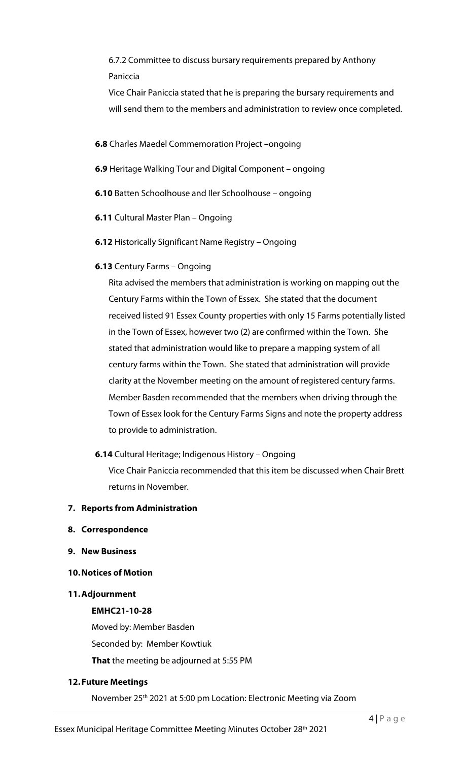6.7.2 Committee to discuss bursary requirements prepared by Anthony Paniccia

Vice Chair Paniccia stated that he is preparing the bursary requirements and will send them to the members and administration to review once completed.

**6.8** Charles Maedel Commemoration Project –ongoing

**6.9** Heritage Walking Tour and Digital Component – ongoing

**6.10** Batten Schoolhouse and Iler Schoolhouse – ongoing

**6.11** Cultural Master Plan – Ongoing

**6.12** Historically Significant Name Registry – Ongoing

**6.13** Century Farms – Ongoing

Rita advised the members that administration is working on mapping out the Century Farms within the Town of Essex. She stated that the document received listed 91 Essex County properties with only 15 Farms potentially listed in the Town of Essex, however two (2) are confirmed within the Town. She stated that administration would like to prepare a mapping system of all century farms within the Town. She stated that administration will provide clarity at the November meeting on the amount of registered century farms. Member Basden recommended that the members when driving through the Town of Essex look for the Century Farms Signs and note the property address to provide to administration.

**6.14** Cultural Heritage; Indigenous History – Ongoing

Vice Chair Paniccia recommended that this item be discussed when Chair Brett returns in November.

**7. Reports from Administration**

**8. Correspondence**

**9. New Business**

**10. Notices of Motion**

**11. Adjournment**

**EMHC21-10-28**

Moved by: Member Basden

Seconded by: Member Kowtiuk

**That** the meeting be adjourned at 5:55 PM

**12. Future Meetings**

November 25th 2021 at 5:00 pm Location: Electronic Meeting via Zoom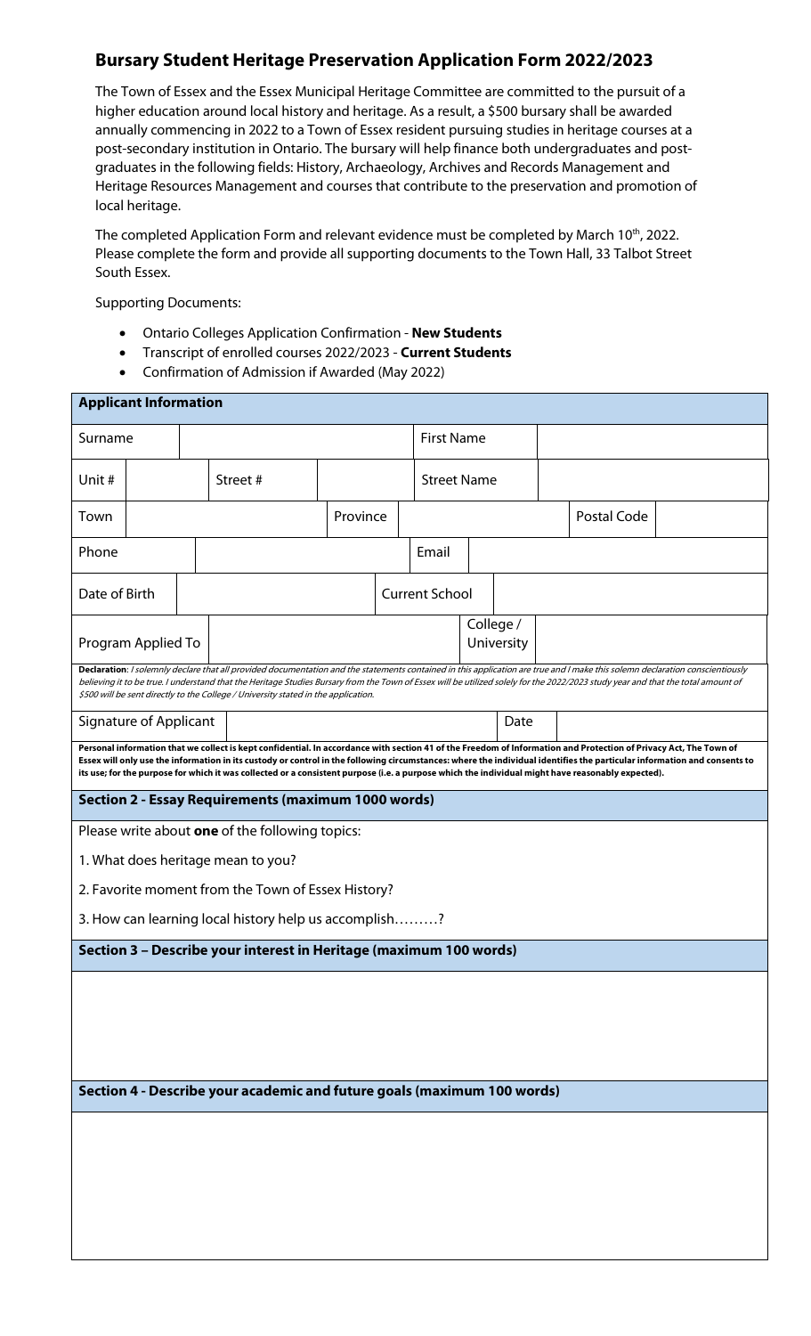## Bursary Student Heritage Preservation Application Form 2022/2023

The Town of Essex and the Essex Municipal Heritage Committee are committed to the pursuit of a higher education around local history and heritage. As a result, a $500 bursary shall be awarded annually commencing in 2022 to a Town of Essex resident pursuing studies in heritage courses at a post-secondary institution in Ontario. The bursary will help finance both undergraduates and post-graduates in the following fields: History, Archaeology, Archives and Records Management and Heritage Resources Management and courses that contribute to the preservation and promotion of local heritage.

The completed Application Form and relevant evidence must be completed by March 10th, 2022. Please complete the form and provide all supporting documents to the Town Hall, 33 Talbot Street South Essex.

Supporting Documents:

- Ontario Colleges Application Confirmation - **New Students**
- Transcript of enrolled courses 2022/2023 - **Current Students**
- Confirmation of Admission if Awarded (May 2022)

| **Applicant Information** | | | | | | | |
|---|---|---|---|---|---|---|---|
| Surname | | | | First Name | | | |
| Unit # | | Street # | | Street Name | | | |
| Town | | Province | | | | Postal Code | |
| Phone | | | | Email | | | |
| Date of Birth | | | | Current School | | | |
| Program Applied To | | | | College / University | | | |

**Declaration**: *I solemnly declare that all provided documentation and the statements contained in this application are true and I make this solemn declaration conscientiously believing it to be true. I understand that the Heritage Studies Bursary from the Town of Essex will be utilized solely for the 2022/2023 study year and that the total amount of $500 will be sent directly to the College / University stated in the application.*

| Signature of Applicant | | Date | |
|---|---|---|---|

**Personal information that we collect is kept confidential. In accordance with section 41 of the Freedom of Information and Protection of Privacy Act, The Town of Essex will only use the information in its custody or control in the following circumstances: where the individual identifies the particular information and consents to its use; for the purpose for which it was collected or a consistent purpose (i.e. a purpose which the individual might have reasonably expected).**

### Section 2 - Essay Requirements (maximum 1000 words)

Please write about **one** of the following topics:

1. What does heritage mean to you?

2. Favorite moment from the Town of Essex History?

3. How can learning local history help us accomplish………?

### Section 3 – Describe your interest in Heritage (maximum 100 words)

### Section 4 - Describe your academic and future goals (maximum 100 words)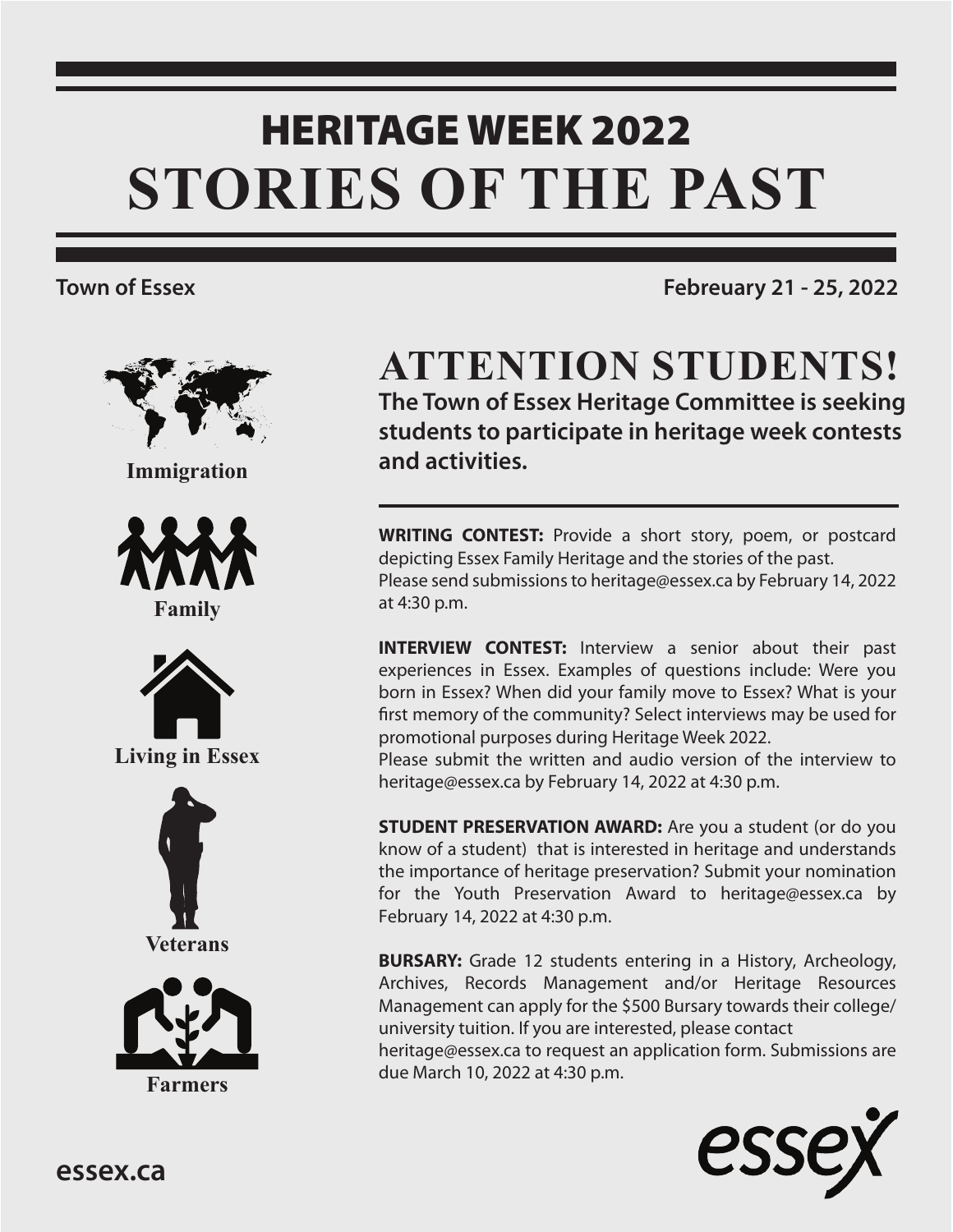# HERITAGE WEEK 2022
# STORIES OF THE PAST

**Town of Essex**

**Febreuary 21 - 25, 2022**

Immigration

Family

Living in Essex

Veterans

Farmers

## ATTENTION STUDENTS!

**The Town of Essex Heritage Committee is seeking students to participate in heritage week contests and activities.**

**WRITING CONTEST:** Provide a short story, poem, or postcard depicting Essex Family Heritage and the stories of the past.
Please send submissions to heritage@essex.ca by February 14, 2022 at 4:30 p.m.

**INTERVIEW CONTEST:** Interview a senior about their past experiences in Essex. Examples of questions include: Were you born in Essex? When did your family move to Essex? What is your first memory of the community? Select interviews may be used for promotional purposes during Heritage Week 2022.
Please submit the written and audio version of the interview to heritage@essex.ca by February 14, 2022 at 4:30 p.m.

**STUDENT PRESERVATION AWARD:** Are you a student (or do you know of a student) that is interested in heritage and understands the importance of heritage preservation? Submit your nomination for the Youth Preservation Award to heritage@essex.ca by February 14, 2022 at 4:30 p.m.

**BURSARY:** Grade 12 students entering in a History, Archeology, Archives, Records Management and/or Heritage Resources Management can apply for the $500 Bursary towards their college/university tuition. If you are interested, please contact heritage@essex.ca to request an application form. Submissions are due March 10, 2022 at 4:30 p.m.

essex.ca

essex